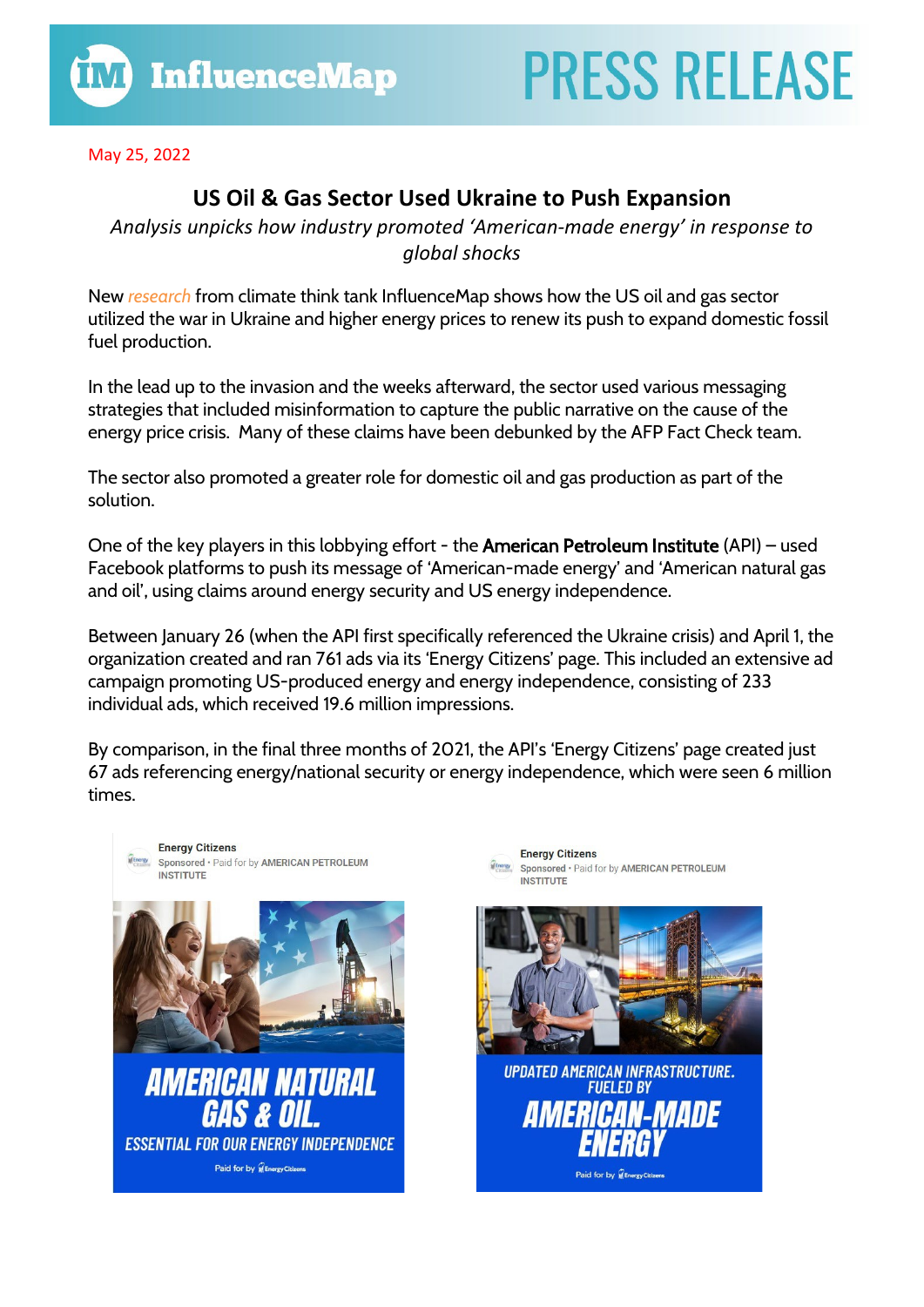# PRESS RELEASE

May 25, 2022

## US Oil & Gas Sector Used Ukraine to Push Expansion

*Analysis unpicks how industry promoted 'American-made energy' in response to global shocks*

New *research* from climate think tank InfluenceMap shows how the US oil and gas sector utilized the war in Ukraine and higher energy prices to renew its push to expand domestic fossil fuel production.

In the lead up to the invasion and the weeks afterward, the sector used various messaging strategies that included misinformation to capture the public narrative on the cause of the energy price crisis. Many of these claims have been debunked by the AFP Fact Check team.

The sector also promoted a greater role for domestic oil and gas production as part of the solution.

One of the key players in this lobbying effort - the **American Petroleum Institute** (API) – used Facebook platforms to push its message of 'American-made energy' and 'American natural gas and oil', using claims around energy security and US energy independence.

Between January 26 (when the API first specifically referenced the Ukraine crisis) and April 1, the organization created and ran 761 ads via its 'Energy Citizens' page. This included an extensive ad campaign promoting US-produced energy and energy independence, consisting of 233 individual ads, which received 19.6 million impressions.

By comparison, in the final three months of 2021, the API's 'Energy Citizens' page created just 67 ads referencing energy/national security or energy independence, which were seen 6 million times.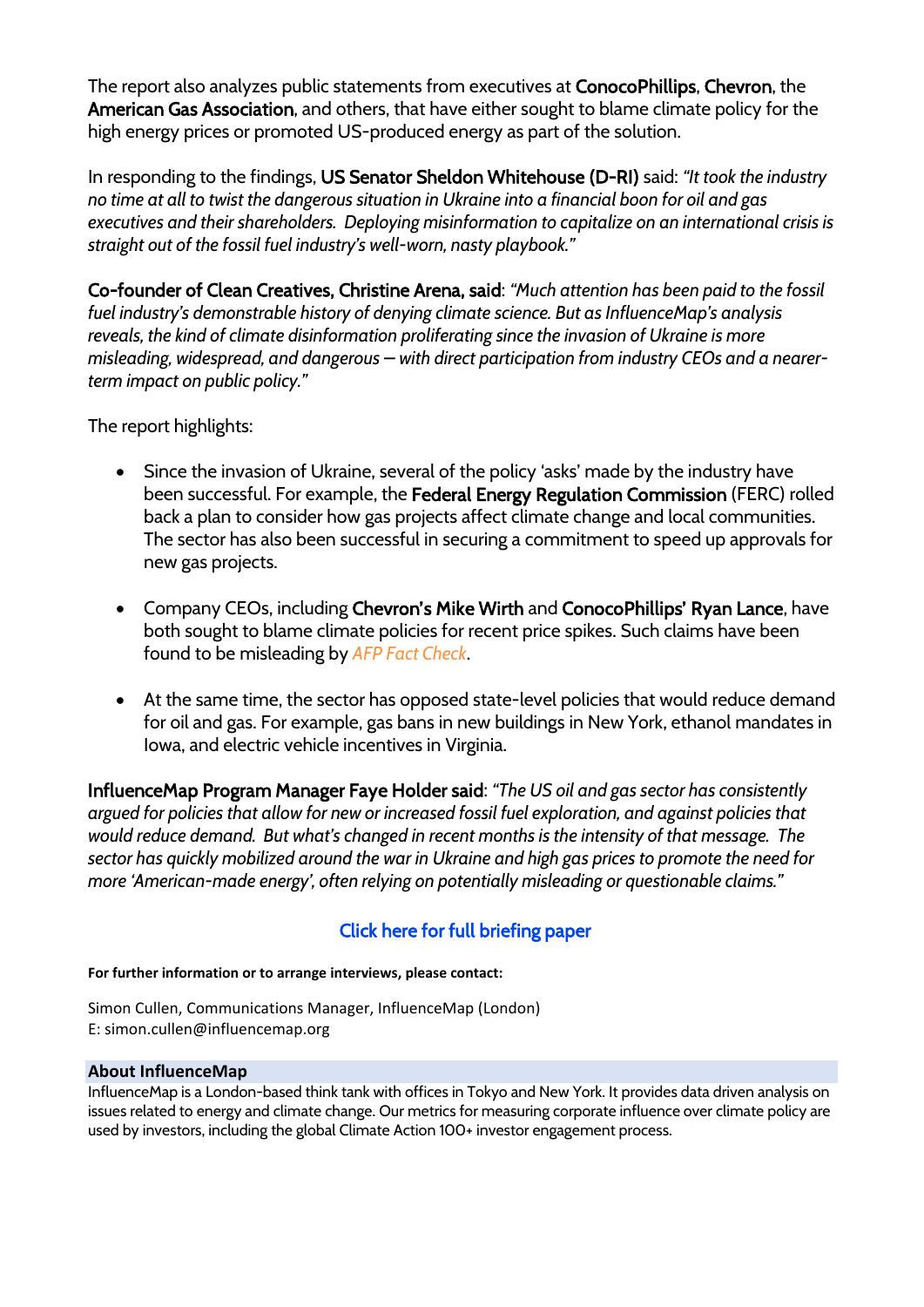The report also analyzes public statements from executives at **ConocoPhillips**, **Chevron**, the **American Gas Association**, and others, that have either sought to blame climate policy for the high energy prices or promoted US-produced energy as part of the solution.

In responding to the findings, **US Senator Sheldon Whitehouse (D-RI)** said: *"It took the industry no time at all to twist the dangerous situation in Ukraine into a financial boon for oil and gas executives and their shareholders. Deploying misinformation to capitalize on an international crisis is straight out of the fossil fuel industry's well-worn, nasty playbook."*

**Co-founder of Clean Creatives, Christine Arena, said**: *"Much attention has been paid to the fossil fuel industry's demonstrable history of denying climate science. But as InfluenceMap's analysis reveals, the kind of climate disinformation proliferating since the invasion of Ukraine is more misleading, widespread, and dangerous – with direct participation from industry CEOs and a nearer-term impact on public policy."*

The report highlights:

- Since the invasion of Ukraine, several of the policy 'asks' made by the industry have been successful. For example, the **Federal Energy Regulation Commission** (FERC) rolled back a plan to consider how gas projects affect climate change and local communities. The sector has also been successful in securing a commitment to speed up approvals for new gas projects.

- Company CEOs, including **Chevron's Mike Wirth** and **ConocoPhillips' Ryan Lance**, have both sought to blame climate policies for recent price spikes. Such claims have been found to be misleading by *AFP Fact Check*.

- At the same time, the sector has opposed state-level policies that would reduce demand for oil and gas. For example, gas bans in new buildings in New York, ethanol mandates in Iowa, and electric vehicle incentives in Virginia.

**InfluenceMap Program Manager Faye Holder said**: *"The US oil and gas sector has consistently argued for policies that allow for new or increased fossil fuel exploration, and against policies that would reduce demand. But what's changed in recent months is the intensity of that message. The sector has quickly mobilized around the war in Ukraine and high gas prices to promote the need for more 'American-made energy', often relying on potentially misleading or questionable claims."*

Click here for full briefing paper

**For further information or to arrange interviews, please contact:**

Simon Cullen, Communications Manager, InfluenceMap (London)
E: simon.cullen@influencemap.org

**About InfluenceMap**

InfluenceMap is a London-based think tank with offices in Tokyo and New York. It provides data driven analysis on issues related to energy and climate change. Our metrics for measuring corporate influence over climate policy are used by investors, including the global Climate Action 100+ investor engagement process.